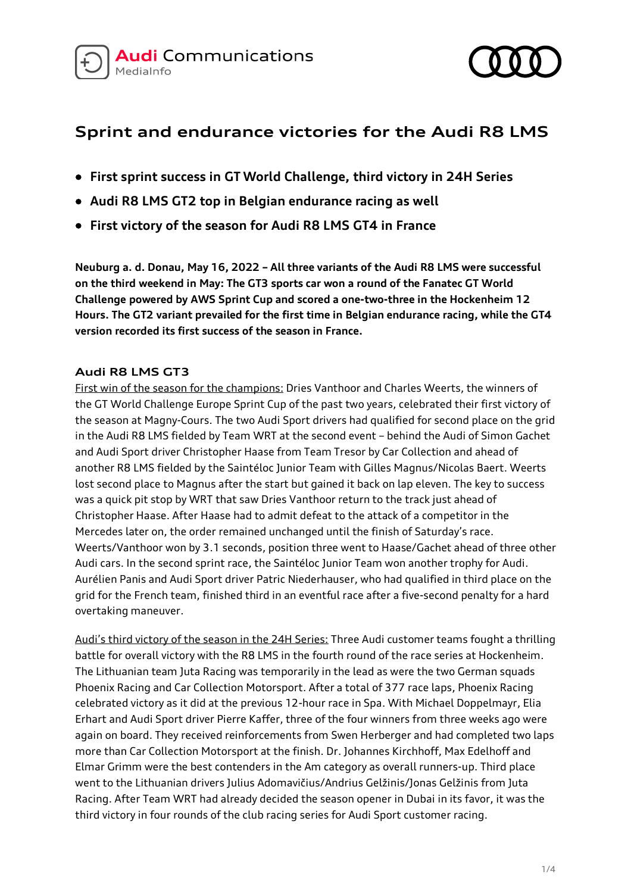# Sprint and endurance victories for the Audi R8 LMS

- **First sprint success in GT World Challenge, third victory in 24H Series**
- **Audi R8 LMS GT2 top in Belgian endurance racing as well**
- **First victory of the season for Audi R8 LMS GT4 in France**

**Neuburg a. d. Donau, May 16, 2022 – All three variants of the Audi R8 LMS were successful on the third weekend in May: The GT3 sports car won a round of the Fanatec GT World Challenge powered by AWS Sprint Cup and scored a one-two-three in the Hockenheim 12 Hours. The GT2 variant prevailed for the first time in Belgian endurance racing, while the GT4 version recorded its first success of the season in France.**

## Audi R8 LMS GT3

First win of the season for the champions: Dries Vanthoor and Charles Weerts, the winners of the GT World Challenge Europe Sprint Cup of the past two years, celebrated their first victory of the season at Magny-Cours. The two Audi Sport drivers had qualified for second place on the grid in the Audi R8 LMS fielded by Team WRT at the second event – behind the Audi of Simon Gachet and Audi Sport driver Christopher Haase from Team Tresor by Car Collection and ahead of another R8 LMS fielded by the Saintéloc Junior Team with Gilles Magnus/Nicolas Baert. Weerts lost second place to Magnus after the start but gained it back on lap eleven. The key to success was a quick pit stop by WRT that saw Dries Vanthoor return to the track just ahead of Christopher Haase. After Haase had to admit defeat to the attack of a competitor in the Mercedes later on, the order remained unchanged until the finish of Saturday's race. Weerts/Vanthoor won by 3.1 seconds, position three went to Haase/Gachet ahead of three other Audi cars. In the second sprint race, the Saintéloc Junior Team won another trophy for Audi. Aurélien Panis and Audi Sport driver Patric Niederhauser, who had qualified in third place on the grid for the French team, finished third in an eventful race after a five-second penalty for a hard overtaking maneuver.

Audi's third victory of the season in the 24H Series: Three Audi customer teams fought a thrilling battle for overall victory with the R8 LMS in the fourth round of the race series at Hockenheim. The Lithuanian team Juta Racing was temporarily in the lead as were the two German squads Phoenix Racing and Car Collection Motorsport. After a total of 377 race laps, Phoenix Racing celebrated victory as it did at the previous 12-hour race in Spa. With Michael Doppelmayr, Elia Erhart and Audi Sport driver Pierre Kaffer, three of the four winners from three weeks ago were again on board. They received reinforcements from Swen Herberger and had completed two laps more than Car Collection Motorsport at the finish. Dr. Johannes Kirchhoff, Max Edelhoff and Elmar Grimm were the best contenders in the Am category as overall runners-up. Third place went to the Lithuanian drivers Julius Adomavičius/Andrius Gelžinis/Jonas Gelžinis from Juta Racing. After Team WRT had already decided the season opener in Dubai in its favor, it was the third victory in four rounds of the club racing series for Audi Sport customer racing.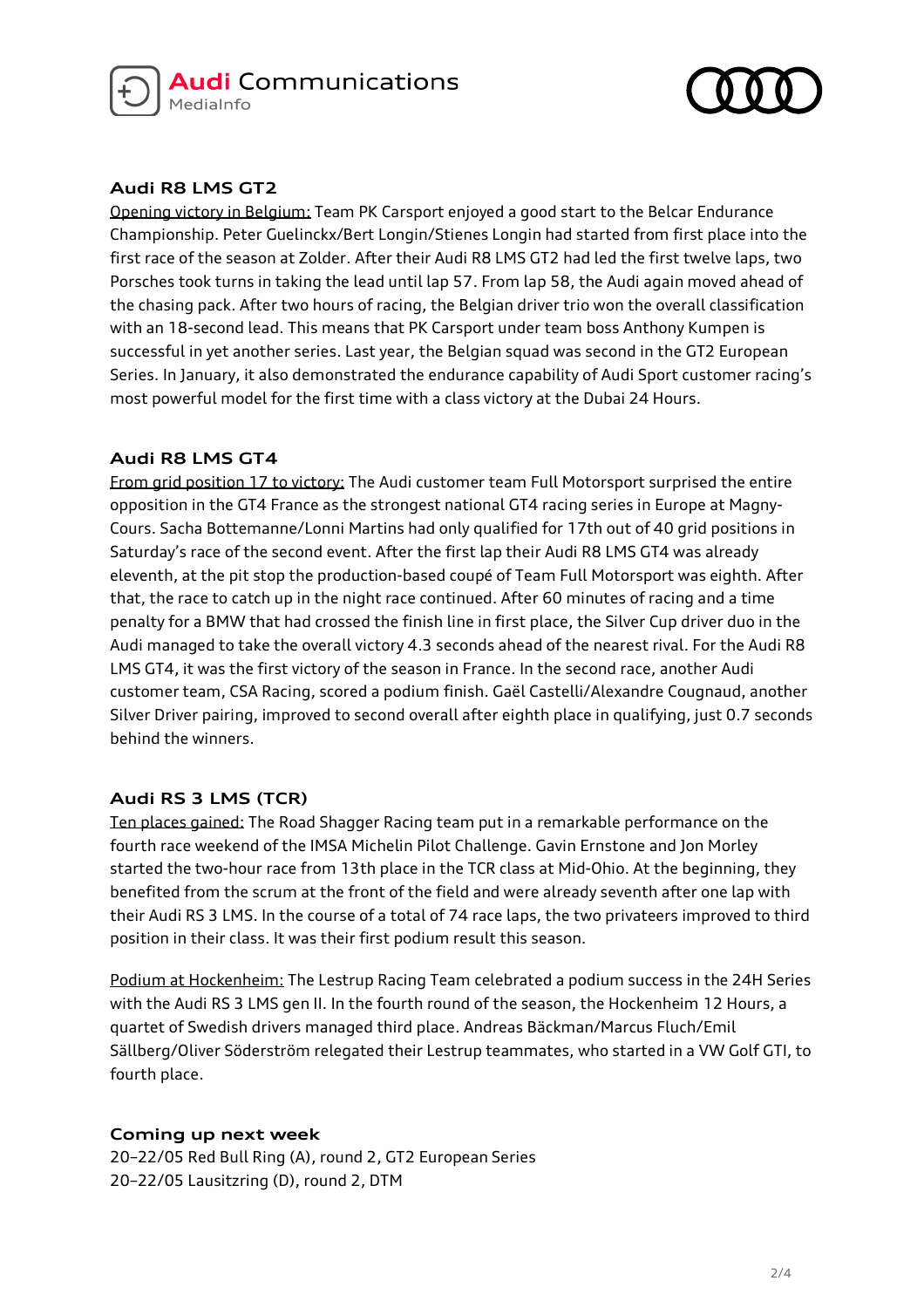### Audi R8 LMS GT2

Opening victory in Belgium: Team PK Carsport enjoyed a good start to the Belcar Endurance Championship. Peter Guelinckx/Bert Longin/Stienes Longin had started from first place into the first race of the season at Zolder. After their Audi R8 LMS GT2 had led the first twelve laps, two Porsches took turns in taking the lead until lap 57. From lap 58, the Audi again moved ahead of the chasing pack. After two hours of racing, the Belgian driver trio won the overall classification with an 18-second lead. This means that PK Carsport under team boss Anthony Kumpen is successful in yet another series. Last year, the Belgian squad was second in the GT2 European Series. In January, it also demonstrated the endurance capability of Audi Sport customer racing's most powerful model for the first time with a class victory at the Dubai 24 Hours.

### Audi R8 LMS GT4

From grid position 17 to victory: The Audi customer team Full Motorsport surprised the entire opposition in the GT4 France as the strongest national GT4 racing series in Europe at Magny-Cours. Sacha Bottemanne/Lonni Martins had only qualified for 17th out of 40 grid positions in Saturday's race of the second event. After the first lap their Audi R8 LMS GT4 was already eleventh, at the pit stop the production-based coupé of Team Full Motorsport was eighth. After that, the race to catch up in the night race continued. After 60 minutes of racing and a time penalty for a BMW that had crossed the finish line in first place, the Silver Cup driver duo in the Audi managed to take the overall victory 4.3 seconds ahead of the nearest rival. For the Audi R8 LMS GT4, it was the first victory of the season in France. In the second race, another Audi customer team, CSA Racing, scored a podium finish. Gaël Castelli/Alexandre Cougnaud, another Silver Driver pairing, improved to second overall after eighth place in qualifying, just 0.7 seconds behind the winners.

### Audi RS 3 LMS (TCR)

Ten places gained: The Road Shagger Racing team put in a remarkable performance on the fourth race weekend of the IMSA Michelin Pilot Challenge. Gavin Ernstone and Jon Morley started the two-hour race from 13th place in the TCR class at Mid-Ohio. At the beginning, they benefited from the scrum at the front of the field and were already seventh after one lap with their Audi RS 3 LMS. In the course of a total of 74 race laps, the two privateers improved to third position in their class. It was their first podium result this season.

Podium at Hockenheim: The Lestrup Racing Team celebrated a podium success in the 24H Series with the Audi RS 3 LMS gen II. In the fourth round of the season, the Hockenheim 12 Hours, a quartet of Swedish drivers managed third place. Andreas Bäckman/Marcus Fluch/Emil Sällberg/Oliver Söderström relegated their Lestrup teammates, who started in a VW Golf GTI, to fourth place.

### Coming up next week

20–22/05 Red Bull Ring (A), round 2, GT2 European Series
20–22/05 Lausitzring (D), round 2, DTM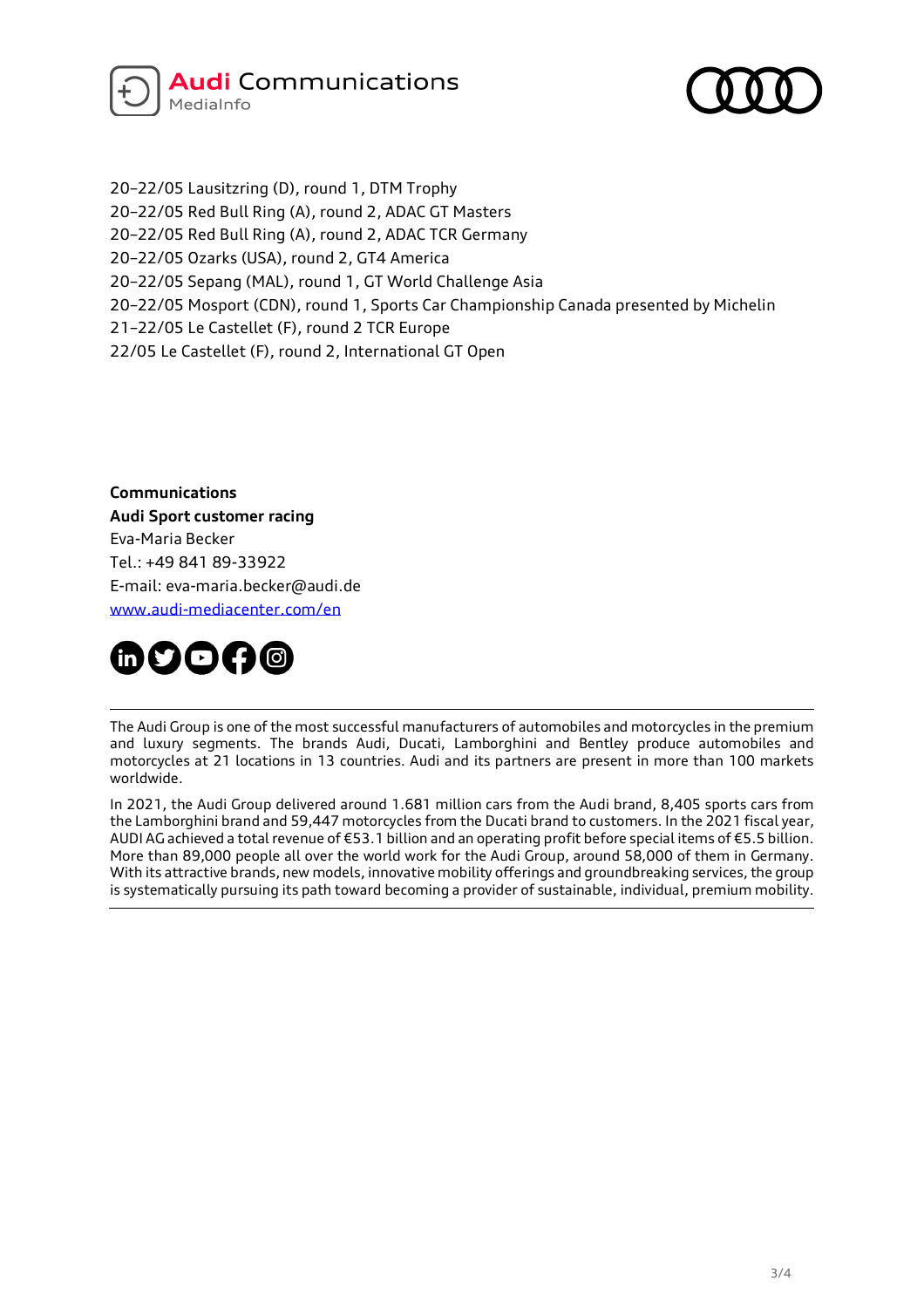20–22/05 Lausitzring (D), round 1, DTM Trophy
20–22/05 Red Bull Ring (A), round 2, ADAC GT Masters
20–22/05 Red Bull Ring (A), round 2, ADAC TCR Germany
20–22/05 Ozarks (USA), round 2, GT4 America
20–22/05 Sepang (MAL), round 1, GT World Challenge Asia
20–22/05 Mosport (CDN), round 1, Sports Car Championship Canada presented by Michelin
21–22/05 Le Castellet (F), round 2 TCR Europe
22/05 Le Castellet (F), round 2, International GT Open

**Communications**
**Audi Sport customer racing**
Eva-Maria Becker
Tel.: +49 841 89-33922
E-mail: eva-maria.becker@audi.de
[www.audi-mediacenter.com/en](http://www.audi-mediacenter.com/en)

---

The Audi Group is one of the most successful manufacturers of automobiles and motorcycles in the premium and luxury segments. The brands Audi, Ducati, Lamborghini and Bentley produce automobiles and motorcycles at 21 locations in 13 countries. Audi and its partners are present in more than 100 markets worldwide.

In 2021, the Audi Group delivered around 1.681 million cars from the Audi brand, 8,405 sports cars from the Lamborghini brand and 59,447 motorcycles from the Ducati brand to customers. In the 2021 fiscal year, AUDI AG achieved a total revenue of €53.1 billion and an operating profit before special items of €5.5 billion. More than 89,000 people all over the world work for the Audi Group, around 58,000 of them in Germany. With its attractive brands, new models, innovative mobility offerings and groundbreaking services, the group is systematically pursuing its path toward becoming a provider of sustainable, individual, premium mobility.

---